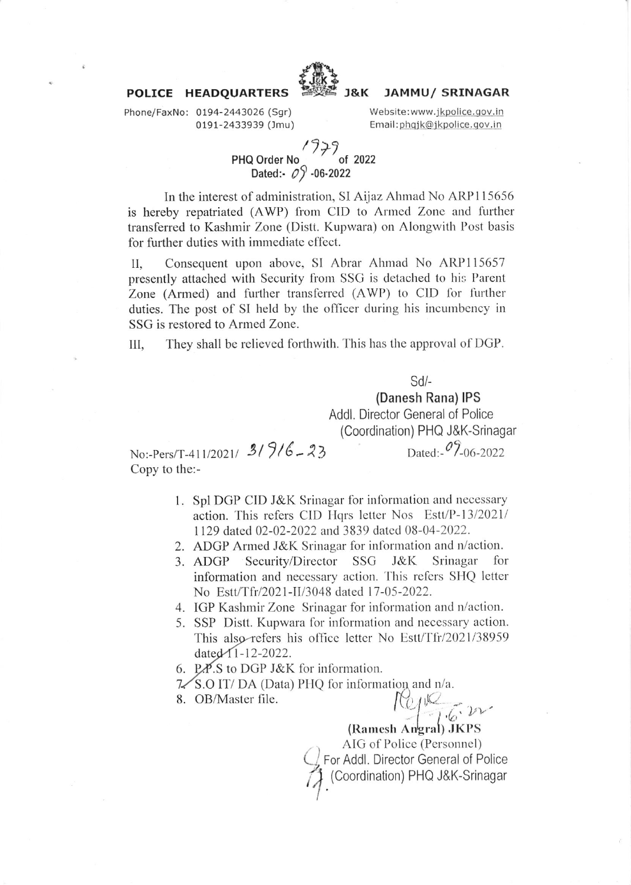**POLICE HEADQUARTERS J&K JAMMU/ SRINAGAR**

Phone/FaxNo: 0194-2443026 (Sgr)
0191-2433939 (Jmu)

Website:www.jkpolice.gov.in
Email:phqjk@jkpolice.gov.in

**PHQ Order No 1779 of 2022**
**Dated:- 09 -06-2022**

In the interest of administration, SI Aijaz Ahmad No ARP115656 is hereby repatriated (AWP) from CID to Armed Zone and further transferred to Kashmir Zone (Distt. Kupwara) on Alongwith Post basis for further duties with immediate effect.

II, Consequent upon above, SI Abrar Ahmad No ARP115657 presently attached with Security from SSG is detached to his Parent Zone (Armed) and further transferred (AWP) to CID for further duties. The post of SI held by the officer during his incumbency in SSG is restored to Armed Zone.

III, They shall be relieved forthwith. This has the approval of DGP.

Sd/-
**(Danesh Rana) IPS**
Addl. Director General of Police
(Coordination) PHQ J&K-Srinagar

No:-Pers/T-411/2021/ 3196-23 Dated:-09-06-2022

Copy to the:-

1. Spl DGP CID J&K Srinagar for information and necessary action. This refers CID Hqrs letter Nos Estt/P-13/2021/ 1129 dated 02-02-2022 and 3839 dated 08-04-2022.
2. ADGP Armed J&K Srinagar for information and n/action.
3. ADGP Security/Director SSG J&K Srinagar for information and necessary action. This refers SHQ letter No Estt/Tfr/2021-II/3048 dated 17-05-2022.
4. IGP Kashmir Zone Srinagar for information and n/action.
5. SSP Distt. Kupwara for information and necessary action. This also refers his office letter No Estt/Tfr/2021/38959 dated 11-12-2022.
6. P.P.S to DGP J&K for information.
7. S.O IT/ DA (Data) PHQ for information and n/a.
8. OB/Master file.

**(Ramesh Angral) JKPS**
AIG of Police (Personnel)
For Addl. Director General of Police
(Coordination) PHQ J&K-Srinagar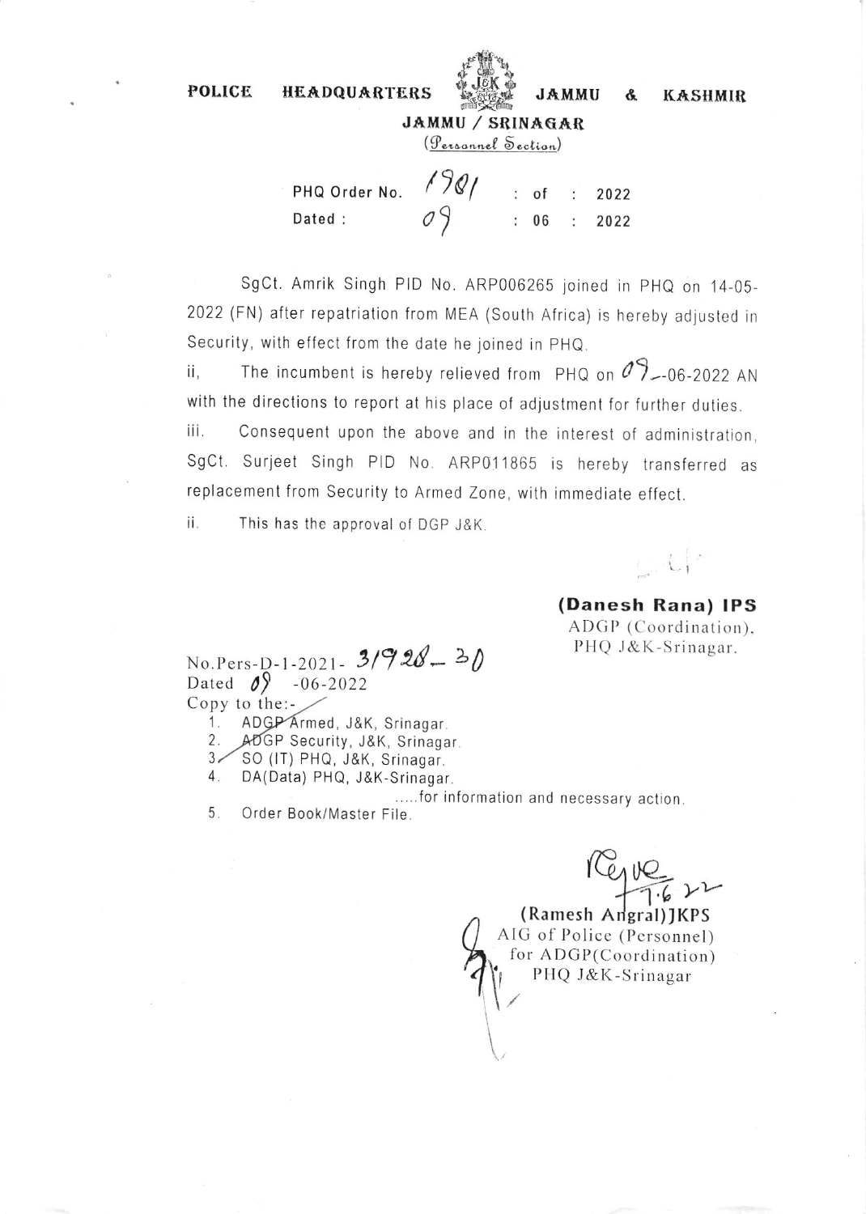**POLICE HEADQUARTERS JAMMU & KASHMIR**

**JAMMU / SRINAGAR**

(*Personnel Section*)

PHQ Order No. 1901 : of : 2022
Dated : 09 : 06 : 2022

SgCt. Amrik Singh PID No. ARP006265 joined in PHQ on 14-05-2022 (FN) after repatriation from MEA (South Africa) is hereby adjusted in Security, with effect from the date he joined in PHQ.

ii, The incumbent is hereby relieved from PHQ on 09-06-2022 AN with the directions to report at his place of adjustment for further duties.

iii. Consequent upon the above and in the interest of administration, SgCt. Surjeet Singh PID No. ARP011865 is hereby transferred as replacement from Security to Armed Zone, with immediate effect.

ii. This has the approval of DGP J&K.

**(Danesh Rana) IPS**
ADGP (Coordination),
PHQ J&K-Srinagar.

No.Pers-D-1-2021- 31928-30
Dated 09 -06-2022
Copy to the:-

1. ADGP Armed, J&K, Srinagar.
2. ADGP Security, J&K, Srinagar.
3. SO (IT) PHQ, J&K, Srinagar.
4. DA(Data) PHQ, J&K-Srinagar.

.....for information and necessary action.

5. Order Book/Master File.

7.6.22

**(Ramesh Angral)JKPS**
AIG of Police (Personnel)
for ADGP(Coordination)
PHQ J&K-Srinagar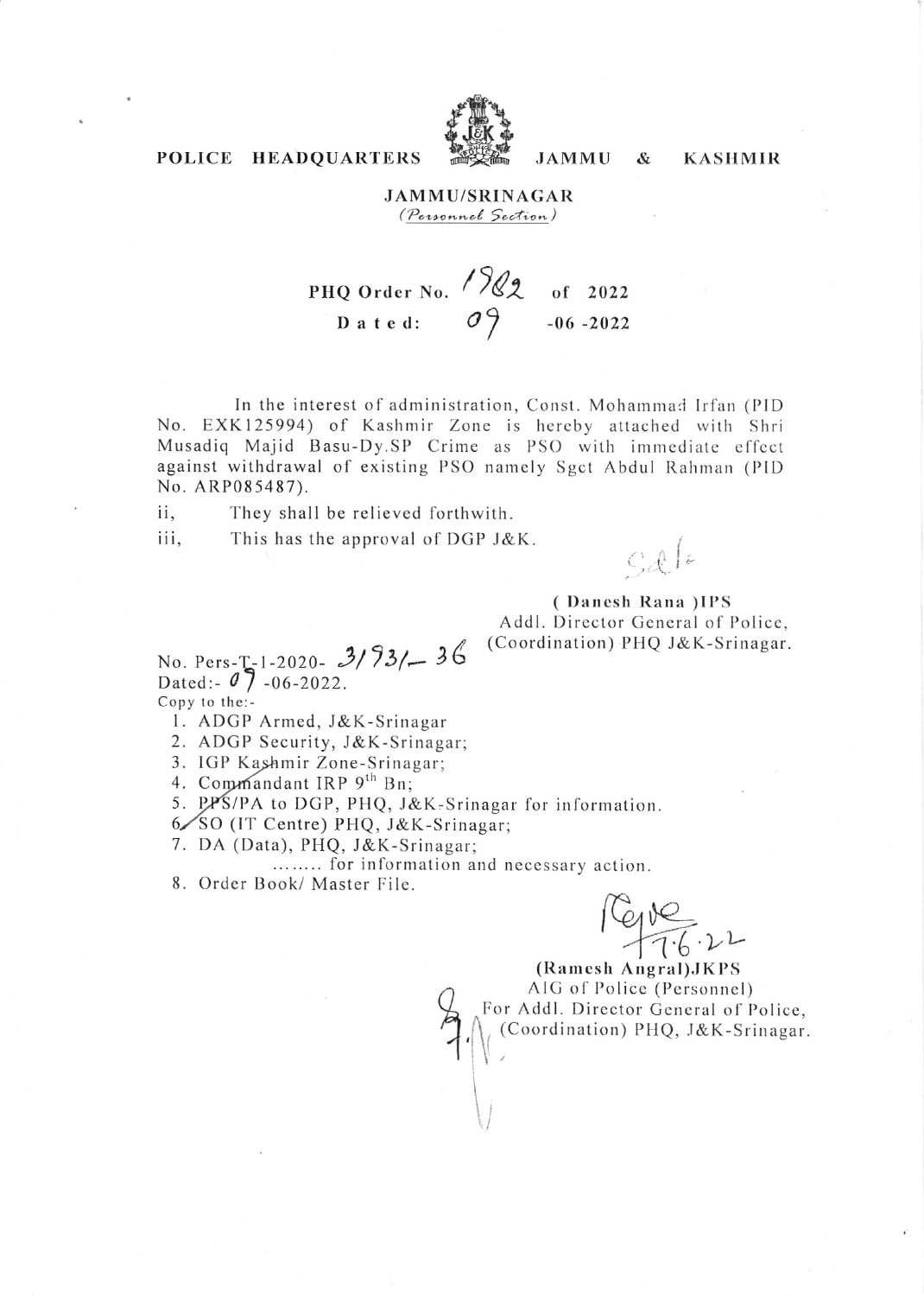**POLICE HEADQUARTERS JAMMU & KASHMIR**

**JAMMU/SRINAGAR**

*(Personnel Section)*

**PHQ Order No. 1982 of 2022**

**Dated: 09 -06 -2022**

In the interest of administration, Const. Mohammad Irfan (PID No. EXK125994) of Kashmir Zone is hereby attached with Shri Musadiq Majid Basu-Dy.SP Crime as PSO with immediate effect against withdrawal of existing PSO namely Sgct Abdul Rahman (PID No. ARP085487).

ii, They shall be relieved forthwith.

iii, This has the approval of DGP J&K.

Sd/-

**( Danesh Rana )IPS**
Addl. Director General of Police,
(Coordination) PHQ J&K-Srinagar.

No. Pers-T-1-2020- 3/93/- 36
Dated:- 07 -06-2022.

Copy to the:-

1. ADGP Armed, J&K-Srinagar
2. ADGP Security, J&K-Srinagar;
3. IGP Kashmir Zone-Srinagar;
4. Commandant IRP 9th Bn;
5. PPS/PA to DGP, PHQ, J&K-Srinagar for information.
6. SO (IT Centre) PHQ, J&K-Srinagar;
7. DA (Data), PHQ, J&K-Srinagar;

........ for information and necessary action.

8. Order Book/ Master File.

7.6.22

**(Ramesh Angral)JKPS**
AIG of Police (Personnel)
For Addl. Director General of Police,
(Coordination) PHQ, J&K-Srinagar.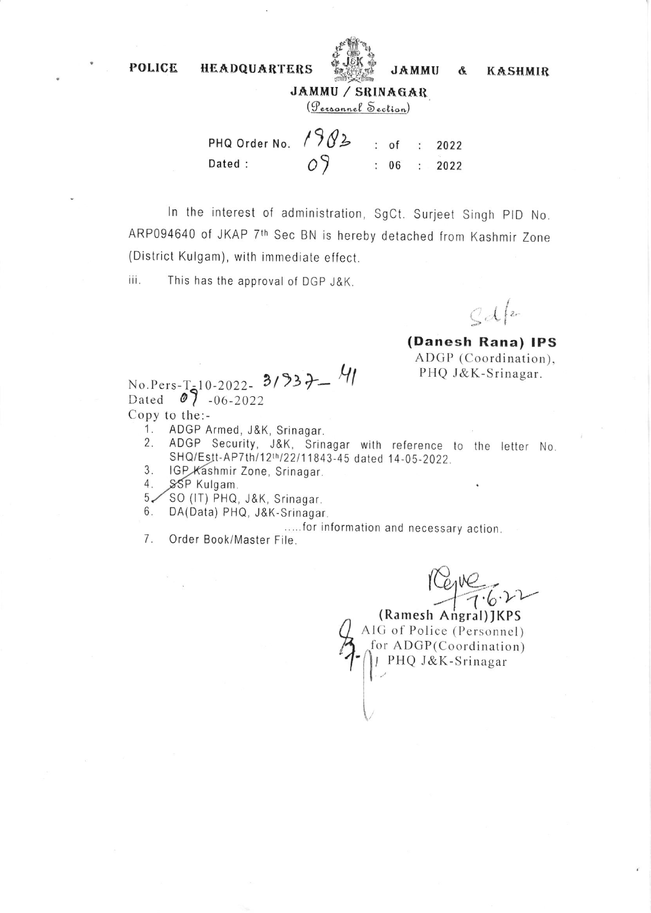**POLICE HEADQUARTERS JAMMU & KASHMIR**

**JAMMU / SRINAGAR**

*(Personnel Section)*

PHQ Order No. 1982 : of : 2022
Dated : 09 : 06 : 2022

In the interest of administration, SgCt. Surjeet Singh PID No. ARP094640 of JKAP 7th Sec BN is hereby detached from Kashmir Zone (District Kulgam), with immediate effect.

iii. This has the approval of DGP J&K.

Sd/-

**(Danesh Rana) IPS**
ADGP (Coordination),
PHQ J&K-Srinagar.

No.Pers-T-10-2022- 31937- 41
Dated 07 -06-2022

Copy to the:-

1. ADGP Armed, J&K, Srinagar.
2. ADGP Security, J&K, Srinagar with reference to the letter No. SHQ/Estt-AP7th/12th/22/11843-45 dated 14-05-2022.
3. IGP Kashmir Zone, Srinagar.
4. SSP Kulgam.
5. SO (IT) PHQ, J&K, Srinagar.
6. DA(Data) PHQ, J&K-Srinagar.

.....for information and necessary action.

7. Order Book/Master File.

7.6.22

**(Ramesh Angral) JKPS**
AIG of Police (Personnel)
for ADGP(Coordination)
PHQ J&K-Srinagar